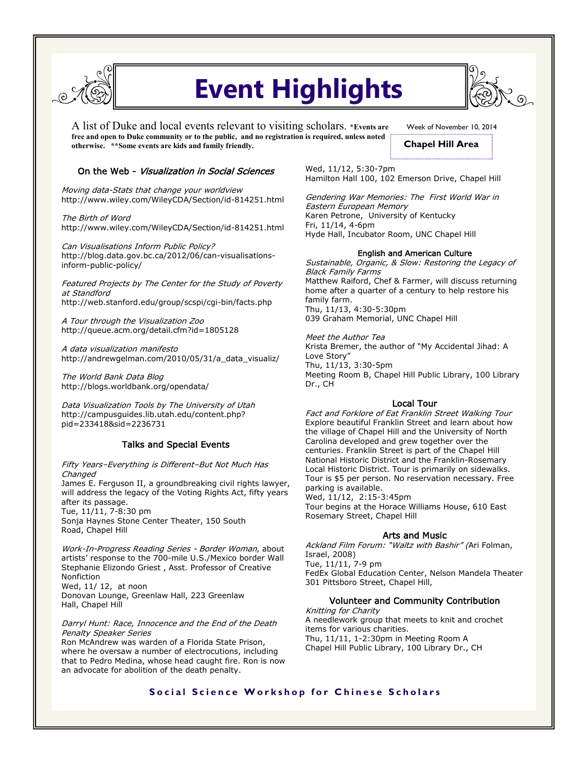# Event Highlights

A list of Duke and local events relevant to visiting scholars. **\*Events are free and open to Duke community or to the public, and no registration is required, unless noted otherwise. \*\*Some events are kids and family friendly.**

Week of November 10, 2014

**Chapel Hill Area**

## On the Web - *Visualization in Social Sciences*

*Moving data-Stats that change your worldview*
http://www.wiley.com/WileyCDA/Section/id-814251.html

*The Birth of Word*
http://www.wiley.com/WileyCDA/Section/id-814251.html

*Can Visualisations Inform Public Policy?*
http://blog.data.gov.bc.ca/2012/06/can-visualisations-inform-public-policy/

*Featured Projects by The Center for the Study of Poverty at Standford*
http://web.stanford.edu/group/scspi/cgi-bin/facts.php

*A Tour through the Visualization Zoo*
http://queue.acm.org/detail.cfm?id=1805128

*A data visualization manifesto*
http://andrewgelman.com/2010/05/31/a_data_visualiz/

*The World Bank Data Blog*
http://blogs.worldbank.org/opendata/

*Data Visualization Tools by The University of Utah*
http://campusguides.lib.utah.edu/content.php?pid=233418&sid=2236731

## Talks and Special Events

*Fifty Years–Everything is Different–But Not Much Has Changed*
James E. Ferguson II, a groundbreaking civil rights lawyer, will address the legacy of the Voting Rights Act, fifty years after its passage.
Tue, 11/11, 7-8:30 pm
Sonja Haynes Stone Center Theater, 150 South Road, Chapel Hill

*Work-In-Progress Reading Series - Border Woman,* about artists' response to the 700-mile U.S./Mexico border Wall
Stephanie Elizondo Griest , Asst. Professor of Creative Nonfiction
Wed, 11/ 12, at noon
Donovan Lounge, Greenlaw Hall, 223 Greenlaw Hall, Chapel Hill

*Darryl Hunt: Race, Innocence and the End of the Death Penalty Speaker Series*
Ron McAndrew was warden of a Florida State Prison, where he oversaw a number of electrocutions, including that to Pedro Medina, whose head caught fire. Ron is now an advocate for abolition of the death penalty.
Wed, 11/12, 5:30-7pm
Hamilton Hall 100, 102 Emerson Drive, Chapel Hill

*Gendering War Memories: The First World War in Eastern European Memory*
Karen Petrone, University of Kentucky
Fri, 11/14, 4-6pm
Hyde Hall, Incubator Room, UNC Chapel Hill

## English and American Culture

*Sustainable, Organic, & Slow: Restoring the Legacy of Black Family Farms*
Matthew Raiford, Chef & Farmer, will discuss returning home after a quarter of a century to help restore his family farm.
Thu, 11/13, 4:30-5:30pm
039 Graham Memorial, UNC Chapel Hill

*Meet the Author Tea*
Krista Bremer, the author of "My Accidental Jihad: A Love Story"
Thu, 11/13, 3:30-5pm
Meeting Room B, Chapel Hill Public Library, 100 Library Dr., CH

## Local Tour

*Fact and Forklore of Eat Franklin Street Walking Tour*
Explore beautiful Franklin Street and learn about how the village of Chapel Hill and the University of North Carolina developed and grew together over the centuries. Franklin Street is part of the Chapel Hill National Historic District and the Franklin-Rosemary Local Historic District. Tour is primarily on sidewalks. Tour is $5 per person. No reservation necessary. Free parking is available.
Wed, 11/12, 2:15-3:45pm
Tour begins at the Horace Williams House, 610 East Rosemary Street, Chapel Hill

## Arts and Music

*Ackland Film Forum: "Waltz with Bashir" (*Ari Folman, Israel, 2008)
Tue, 11/11, 7-9 pm
FedEx Global Education Center, Nelson Mandela Theater
301 Pittsboro Street, Chapel Hill,

## Volunteer and Community Contribution

*Knitting for Charity*
A needlework group that meets to knit and crochet items for various charities.
Thu, 11/11, 1-2:30pm in Meeting Room A
Chapel Hill Public Library, 100 Library Dr., CH

**Social Science Workshop for Chinese Scholars**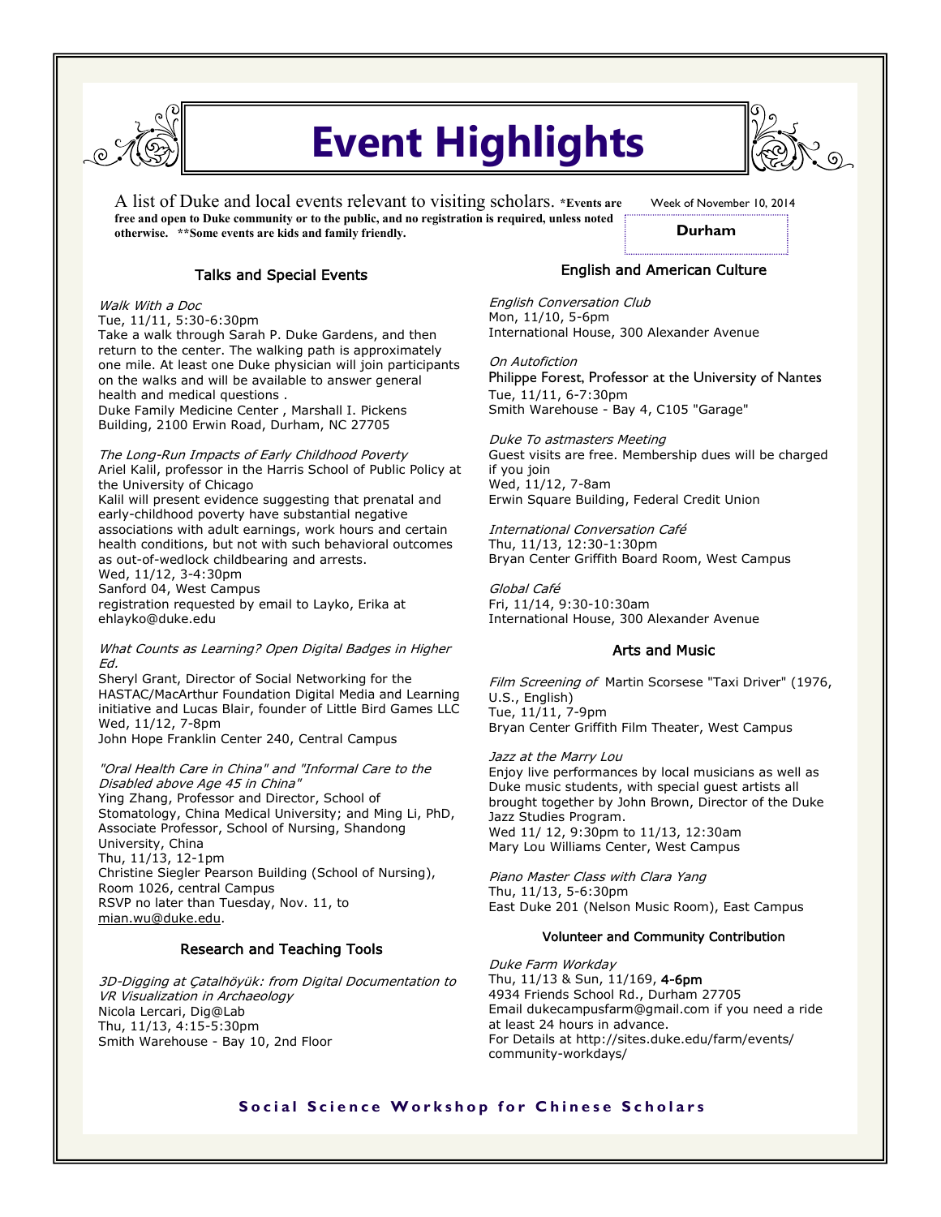# Event Highlights

A list of Duke and local events relevant to visiting scholars. ***Events are free and open to Duke community or to the public, and no registration is required, unless noted otherwise. **Some events are kids and family friendly.**

Week of November 10, 2014

**Durham**

## Talks and Special Events

*Walk With a Doc*
Tue, 11/11, 5:30-6:30pm
Take a walk through Sarah P. Duke Gardens, and then return to the center. The walking path is approximately one mile. At least one Duke physician will join participants on the walks and will be available to answer general health and medical questions .
Duke Family Medicine Center , Marshall I. Pickens Building, 2100 Erwin Road, Durham, NC 27705

*The Long-Run Impacts of Early Childhood Poverty*
Ariel Kalil, professor in the Harris School of Public Policy at the University of Chicago
Kalil will present evidence suggesting that prenatal and early-childhood poverty have substantial negative associations with adult earnings, work hours and certain health conditions, but not with such behavioral outcomes as out-of-wedlock childbearing and arrests.
Wed, 11/12, 3-4:30pm
Sanford 04, West Campus
registration requested by email to Layko, Erika at ehlayko@duke.edu

*What Counts as Learning? Open Digital Badges in Higher Ed.*
Sheryl Grant, Director of Social Networking for the HASTAC/MacArthur Foundation Digital Media and Learning initiative and Lucas Blair, founder of Little Bird Games LLC
Wed, 11/12, 7-8pm
John Hope Franklin Center 240, Central Campus

*"Oral Health Care in China" and "Informal Care to the Disabled above Age 45 in China"*
Ying Zhang, Professor and Director, School of Stomatology, China Medical University; and Ming Li, PhD, Associate Professor, School of Nursing, Shandong University, China
Thu, 11/13, 12-1pm
Christine Siegler Pearson Building (School of Nursing), Room 1026, central Campus
RSVP no later than Tuesday, Nov. 11, to mian.wu@duke.edu.

## Research and Teaching Tools

*3D-Digging at Çatalhöyük: from Digital Documentation to VR Visualization in Archaeology*
Nicola Lercari, Dig@Lab
Thu, 11/13, 4:15-5:30pm
Smith Warehouse - Bay 10, 2nd Floor

## English and American Culture

*English Conversation Club*
Mon, 11/10, 5-6pm
International House, 300 Alexander Avenue

*On Autofiction*
Philippe Forest, Professor at the University of Nantes
Tue, 11/11, 6-7:30pm
Smith Warehouse - Bay 4, C105 "Garage"

*Duke To astmasters Meeting*
Guest visits are free. Membership dues will be charged if you join
Wed, 11/12, 7-8am
Erwin Square Building, Federal Credit Union

*International Conversation Café*
Thu, 11/13, 12:30-1:30pm
Bryan Center Griffith Board Room, West Campus

*Global Café*
Fri, 11/14, 9:30-10:30am
International House, 300 Alexander Avenue

## Arts and Music

*Film Screening of* Martin Scorsese "Taxi Driver" (1976, U.S., English)
Tue, 11/11, 7-9pm
Bryan Center Griffith Film Theater, West Campus

*Jazz at the Marry Lou*
Enjoy live performances by local musicians as well as Duke music students, with special guest artists all brought together by John Brown, Director of the Duke Jazz Studies Program.
Wed 11/ 12, 9:30pm to 11/13, 12:30am
Mary Lou Williams Center, West Campus

*Piano Master Class with Clara Yang*
Thu, 11/13, 5-6:30pm
East Duke 201 (Nelson Music Room), East Campus

## Volunteer and Community Contribution

*Duke Farm Workday*
Thu, 11/13 & Sun, 11/169, 4-6pm
4934 Friends School Rd., Durham 27705
Email dukecampusfarm@gmail.com if you need a ride at least 24 hours in advance.
For Details at http://sites.duke.edu/farm/events/community-workdays/

**Social Science Workshop for Chinese Scholars**